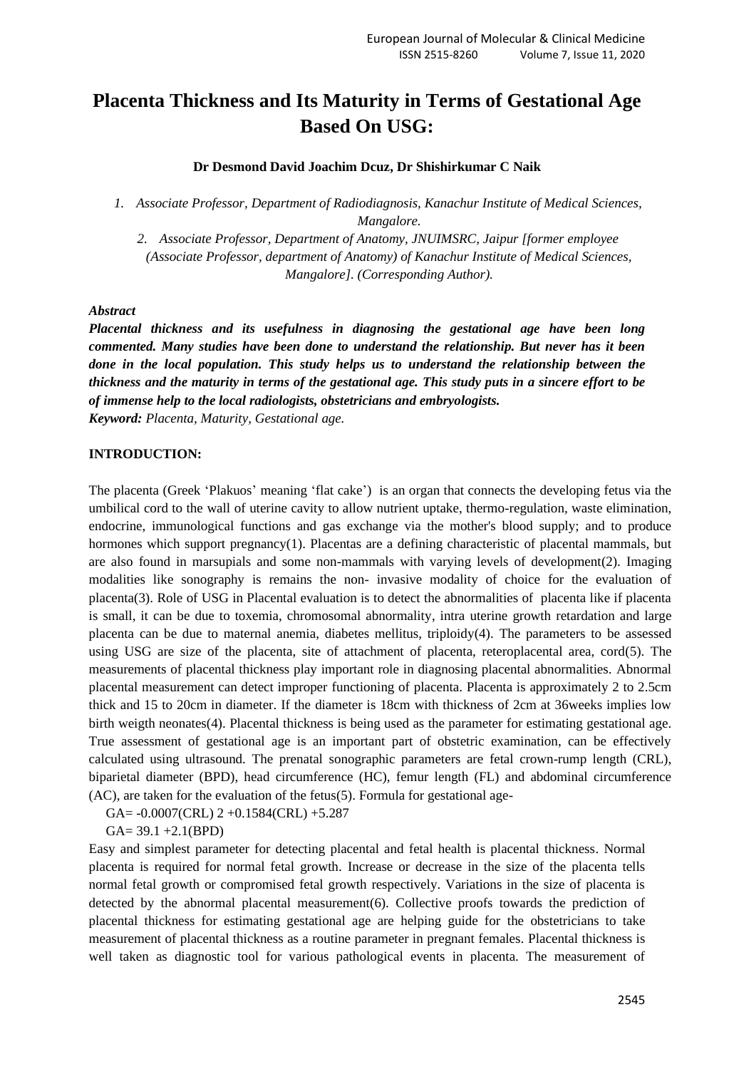# Placenta Thickness and Its Maturity in Terms of Gestational Age Based On USG:

**Dr Desmond David Joachim Dcuz, Dr Shishirkumar C Naik**

1. *Associate Professor, Department of Radiodiagnosis, Kanachur Institute of Medical Sciences, Mangalore.*
2. *Associate Professor, Department of Anatomy, JNUIMSRC, Jaipur [former employee (Associate Professor, department of Anatomy) of Kanachur Institute of Medical Sciences, Mangalore]. (Corresponding Author).*

***Abstract***

***Placental thickness and its usefulness in diagnosing the gestational age have been long commented. Many studies have been done to understand the relationship. But never has it been done in the local population. This study helps us to understand the relationship between the thickness and the maturity in terms of the gestational age. This study puts in a sincere effort to be of immense help to the local radiologists, obstetricians and embryologists.***

***Keyword:*** *Placenta, Maturity, Gestational age.*

## INTRODUCTION:

The placenta (Greek 'Plakuos' meaning 'flat cake') is an organ that connects the developing fetus via the umbilical cord to the wall of uterine cavity to allow nutrient uptake, thermo-regulation, waste elimination, endocrine, immunological functions and gas exchange via the mother's blood supply; and to produce hormones which support pregnancy(1). Placentas are a defining characteristic of placental mammals, but are also found in marsupials and some non-mammals with varying levels of development(2). Imaging modalities like sonography is remains the non- invasive modality of choice for the evaluation of placenta(3). Role of USG in Placental evaluation is to detect the abnormalities of placenta like if placenta is small, it can be due to toxemia, chromosomal abnormality, intra uterine growth retardation and large placenta can be due to maternal anemia, diabetes mellitus, triploidy(4). The parameters to be assessed using USG are size of the placenta, site of attachment of placenta, reteroplacental area, cord(5). The measurements of placental thickness play important role in diagnosing placental abnormalities. Abnormal placental measurement can detect improper functioning of placenta. Placenta is approximately 2 to 2.5cm thick and 15 to 20cm in diameter. If the diameter is 18cm with thickness of 2cm at 36weeks implies low birth weigth neonates(4). Placental thickness is being used as the parameter for estimating gestational age. True assessment of gestational age is an important part of obstetric examination, can be effectively calculated using ultrasound. The prenatal sonographic parameters are fetal crown-rump length (CRL), biparietal diameter (BPD), head circumference (HC), femur length (FL) and abdominal circumference (AC), are taken for the evaluation of the fetus(5). Formula for gestational age-

$$GA = -0.0007(CRL)^2 + 0.1584(CRL) + 5.287$$

$$GA = 39.1 + 2.1(BPD)$$

Easy and simplest parameter for detecting placental and fetal health is placental thickness. Normal placenta is required for normal fetal growth. Increase or decrease in the size of the placenta tells normal fetal growth or compromised fetal growth respectively. Variations in the size of placenta is detected by the abnormal placental measurement(6). Collective proofs towards the prediction of placental thickness for estimating gestational age are helping guide for the obstetricians to take measurement of placental thickness as a routine parameter in pregnant females. Placental thickness is well taken as diagnostic tool for various pathological events in placenta. The measurement of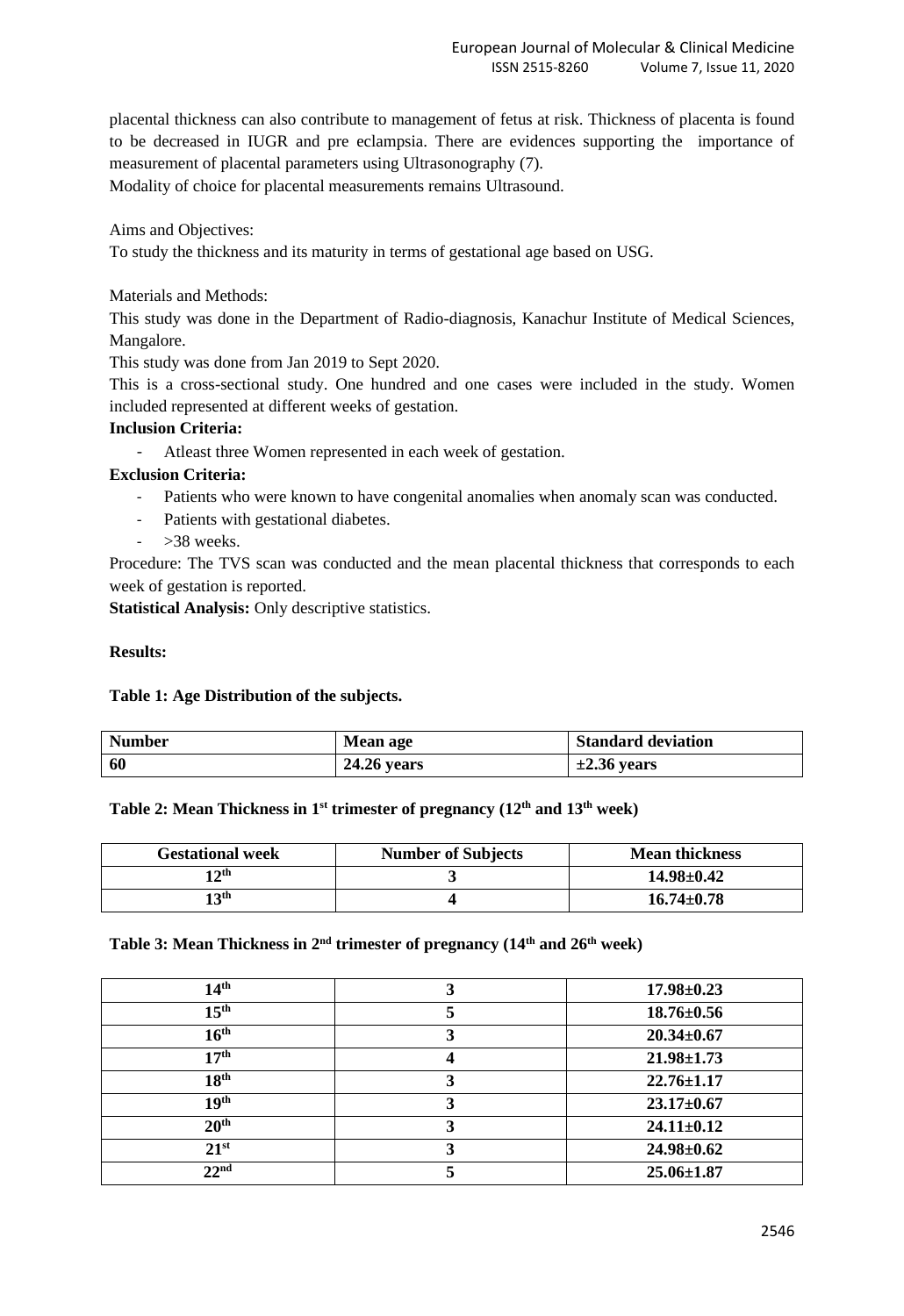placental thickness can also contribute to management of fetus at risk. Thickness of placenta is found to be decreased in IUGR and pre eclampsia. There are evidences supporting the importance of measurement of placental parameters using Ultrasonography (7).

Modality of choice for placental measurements remains Ultrasound.

Aims and Objectives:

To study the thickness and its maturity in terms of gestational age based on USG.

Materials and Methods:

This study was done in the Department of Radio-diagnosis, Kanachur Institute of Medical Sciences, Mangalore.

This study was done from Jan 2019 to Sept 2020.

This is a cross-sectional study. One hundred and one cases were included in the study. Women included represented at different weeks of gestation.

**Inclusion Criteria:**

- Atleast three Women represented in each week of gestation.

**Exclusion Criteria:**

- Patients who were known to have congenital anomalies when anomaly scan was conducted.
- Patients with gestational diabetes.
- >38 weeks.

Procedure: The TVS scan was conducted and the mean placental thickness that corresponds to each week of gestation is reported.

**Statistical Analysis:** Only descriptive statistics.

**Results:**

**Table 1: Age Distribution of the subjects.**

| Number | Mean age | Standard deviation |
|---|---|---|
| 60 | 24.26 years | ±2.36 years |

**Table 2: Mean Thickness in 1st trimester of pregnancy (12th and 13th week)**

| Gestational week | Number of Subjects | Mean thickness |
|---|---|---|
| 12th | 3 | 14.98±0.42 |
| 13th | 4 | 16.74±0.78 |

**Table 3: Mean Thickness in 2nd trimester of pregnancy (14th and 26th week)**

| | | |
|---|---|---|
| 14th | 3 | 17.98±0.23 |
| 15th | 5 | 18.76±0.56 |
| 16th | 3 | 20.34±0.67 |
| 17th | 4 | 21.98±1.73 |
| 18th | 3 | 22.76±1.17 |
| 19th | 3 | 23.17±0.67 |
| 20th | 3 | 24.11±0.12 |
| 21st | 3 | 24.98±0.62 |
| 22nd | 5 | 25.06±1.87 |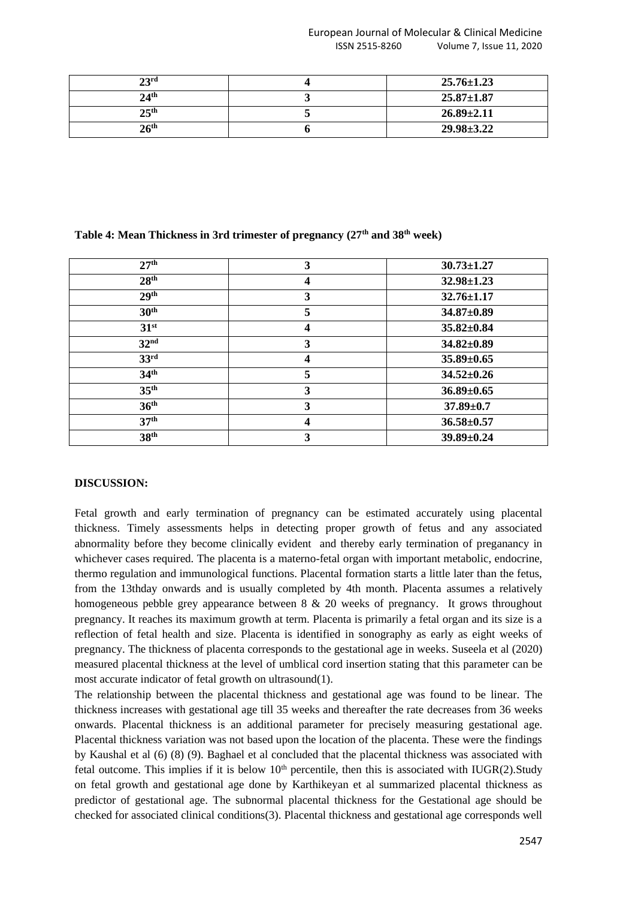| | | |
|---|---|---|
| **23rd** | **4** | **25.76±1.23** |
| **24th** | **3** | **25.87±1.87** |
| **25th** | **5** | **26.89±2.11** |
| **26th** | **6** | **29.98±3.22** |

**Table 4: Mean Thickness in 3rd trimester of pregnancy (27th and 38th week)**

| | | |
|---|---|---|
| **27th** | **3** | **30.73±1.27** |
| **28th** | **4** | **32.98±1.23** |
| **29th** | **3** | **32.76±1.17** |
| **30th** | **5** | **34.87±0.89** |
| **31st** | **4** | **35.82±0.84** |
| **32nd** | **3** | **34.82±0.89** |
| **33rd** | **4** | **35.89±0.65** |
| **34th** | **5** | **34.52±0.26** |
| **35th** | **3** | **36.89±0.65** |
| **36th** | **3** | **37.89±0.7** |
| **37th** | **4** | **36.58±0.57** |
| **38th** | **3** | **39.89±0.24** |

**DISCUSSION:**

Fetal growth and early termination of pregnancy can be estimated accurately using placental thickness. Timely assessments helps in detecting proper growth of fetus and any associated abnormality before they become clinically evident and thereby early termination of preganancy in whichever cases required. The placenta is a materno-fetal organ with important metabolic, endocrine, thermo regulation and immunological functions. Placental formation starts a little later than the fetus, from the 13thday onwards and is usually completed by 4th month. Placenta assumes a relatively homogeneous pebble grey appearance between 8 & 20 weeks of pregnancy. It grows throughout pregnancy. It reaches its maximum growth at term. Placenta is primarily a fetal organ and its size is a reflection of fetal health and size. Placenta is identified in sonography as early as eight weeks of pregnancy. The thickness of placenta corresponds to the gestational age in weeks. Suseela et al (2020) measured placental thickness at the level of umblical cord insertion stating that this parameter can be most accurate indicator of fetal growth on ultrasound(1).

The relationship between the placental thickness and gestational age was found to be linear. The thickness increases with gestational age till 35 weeks and thereafter the rate decreases from 36 weeks onwards. Placental thickness is an additional parameter for precisely measuring gestational age. Placental thickness variation was not based upon the location of the placenta. These were the findings by Kaushal et al (6) (8) (9). Baghael et al concluded that the placental thickness was associated with fetal outcome. This implies if it is below 10th percentile, then this is associated with IUGR(2).Study on fetal growth and gestational age done by Karthikeyan et al summarized placental thickness as predictor of gestational age. The subnormal placental thickness for the Gestational age should be checked for associated clinical conditions(3). Placental thickness and gestational age corresponds well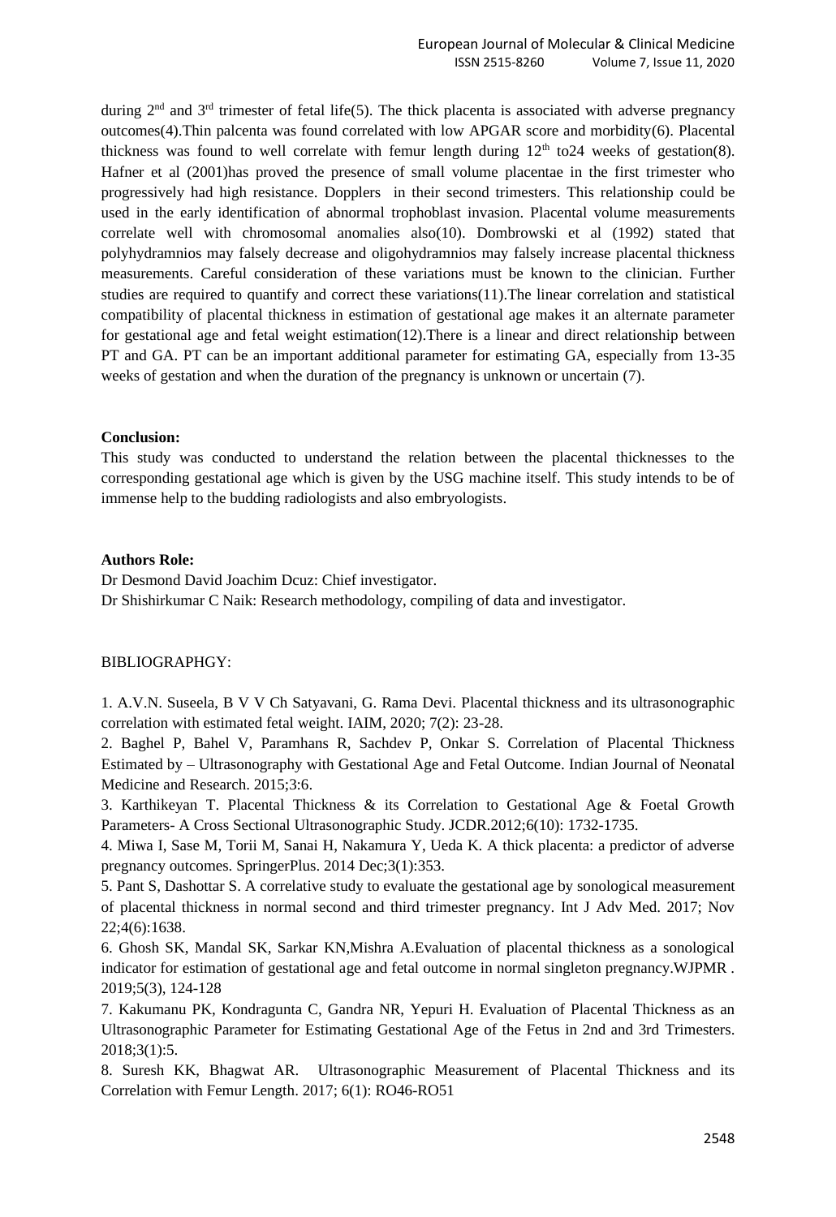during $2^{nd}$ and $3^{rd}$ trimester of fetal life(5). The thick placenta is associated with adverse pregnancy outcomes(4).Thin palcenta was found correlated with low APGAR score and morbidity(6). Placental thickness was found to well correlate with femur length during $12^{th}$ to24 weeks of gestation(8). Hafner et al (2001)has proved the presence of small volume placentae in the first trimester who progressively had high resistance. Dopplers in their second trimesters. This relationship could be used in the early identification of abnormal trophoblast invasion. Placental volume measurements correlate well with chromosomal anomalies also(10). Dombrowski et al (1992) stated that polyhydramnios may falsely decrease and oligohydramnios may falsely increase placental thickness measurements. Careful consideration of these variations must be known to the clinician. Further studies are required to quantify and correct these variations(11).The linear correlation and statistical compatibility of placental thickness in estimation of gestational age makes it an alternate parameter for gestational age and fetal weight estimation(12).There is a linear and direct relationship between PT and GA. PT can be an important additional parameter for estimating GA, especially from 13-35 weeks of gestation and when the duration of the pregnancy is unknown or uncertain (7).

**Conclusion:**

This study was conducted to understand the relation between the placental thicknesses to the corresponding gestational age which is given by the USG machine itself. This study intends to be of immense help to the budding radiologists and also embryologists.

**Authors Role:**

Dr Desmond David Joachim Dcuz: Chief investigator.

Dr Shishirkumar C Naik: Research methodology, compiling of data and investigator.

BIBLIOGRAPHGY:

1. A.V.N. Suseela, B V V Ch Satyavani, G. Rama Devi. Placental thickness and its ultrasonographic correlation with estimated fetal weight. IAIM, 2020; 7(2): 23-28.
2. Baghel P, Bahel V, Paramhans R, Sachdev P, Onkar S. Correlation of Placental Thickness Estimated by – Ultrasonography with Gestational Age and Fetal Outcome. Indian Journal of Neonatal Medicine and Research. 2015;3:6.
3. Karthikeyan T. Placental Thickness & its Correlation to Gestational Age & Foetal Growth Parameters- A Cross Sectional Ultrasonographic Study. JCDR.2012;6(10): 1732-1735.
4. Miwa I, Sase M, Torii M, Sanai H, Nakamura Y, Ueda K. A thick placenta: a predictor of adverse pregnancy outcomes. SpringerPlus. 2014 Dec;3(1):353.
5. Pant S, Dashottar S. A correlative study to evaluate the gestational age by sonological measurement of placental thickness in normal second and third trimester pregnancy. Int J Adv Med. 2017; Nov 22;4(6):1638.
6. Ghosh SK, Mandal SK, Sarkar KN,Mishra A.Evaluation of placental thickness as a sonological indicator for estimation of gestational age and fetal outcome in normal singleton pregnancy.WJPMR . 2019;5(3), 124-128
7. Kakumanu PK, Kondragunta C, Gandra NR, Yepuri H. Evaluation of Placental Thickness as an Ultrasonographic Parameter for Estimating Gestational Age of the Fetus in 2nd and 3rd Trimesters. 2018;3(1):5.
8. Suresh KK, Bhagwat AR. Ultrasonographic Measurement of Placental Thickness and its Correlation with Femur Length. 2017; 6(1): RO46-RO51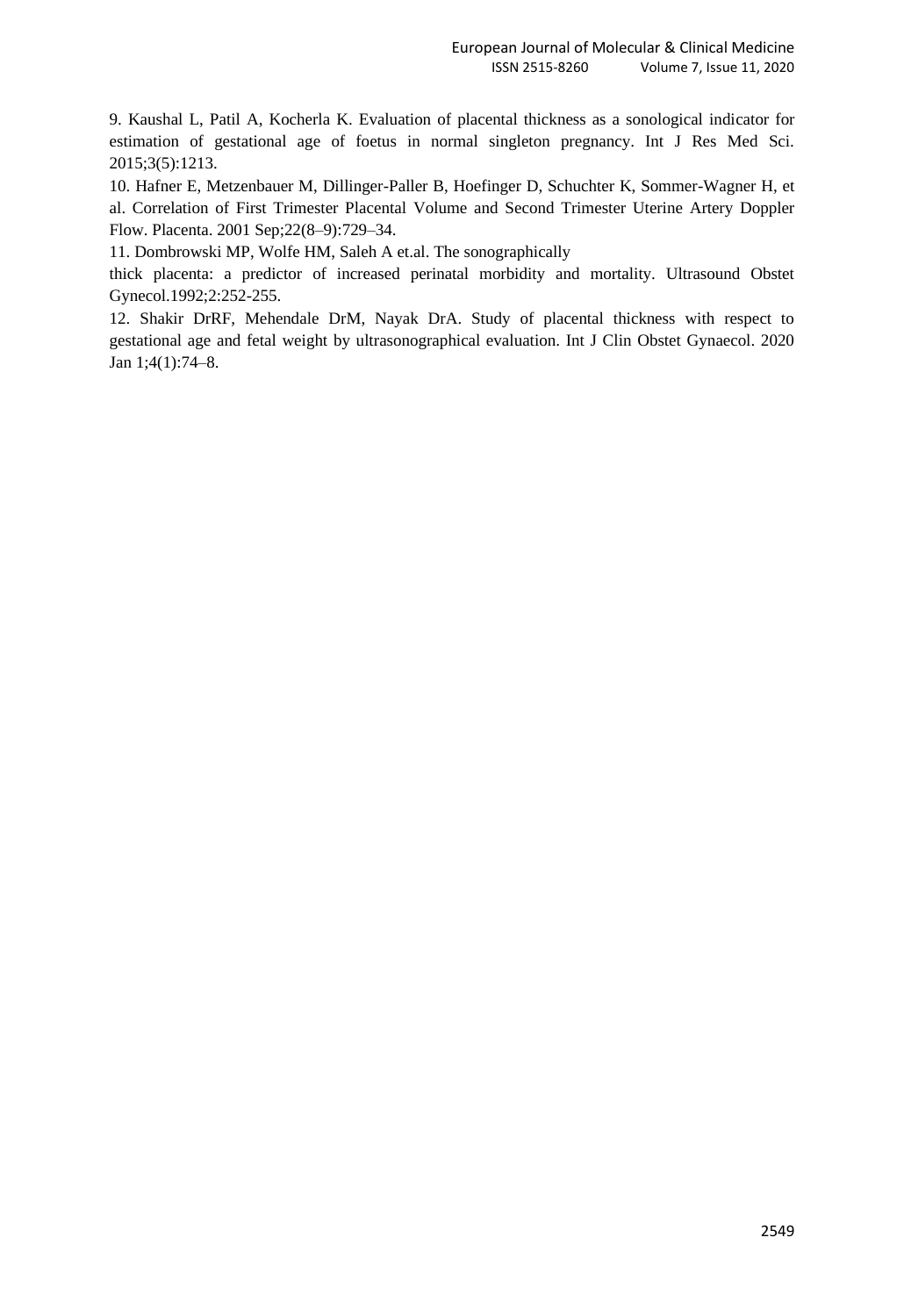9. Kaushal L, Patil A, Kocherla K. Evaluation of placental thickness as a sonological indicator for estimation of gestational age of foetus in normal singleton pregnancy. Int J Res Med Sci. 2015;3(5):1213.

10. Hafner E, Metzenbauer M, Dillinger-Paller B, Hoefinger D, Schuchter K, Sommer-Wagner H, et al. Correlation of First Trimester Placental Volume and Second Trimester Uterine Artery Doppler Flow. Placenta. 2001 Sep;22(8–9):729–34.

11. Dombrowski MP, Wolfe HM, Saleh A et.al. The sonographically thick placenta: a predictor of increased perinatal morbidity and mortality. Ultrasound Obstet Gynecol.1992;2:252-255.

12. Shakir DrRF, Mehendale DrM, Nayak DrA. Study of placental thickness with respect to gestational age and fetal weight by ultrasonographical evaluation. Int J Clin Obstet Gynaecol. 2020 Jan 1;4(1):74–8.